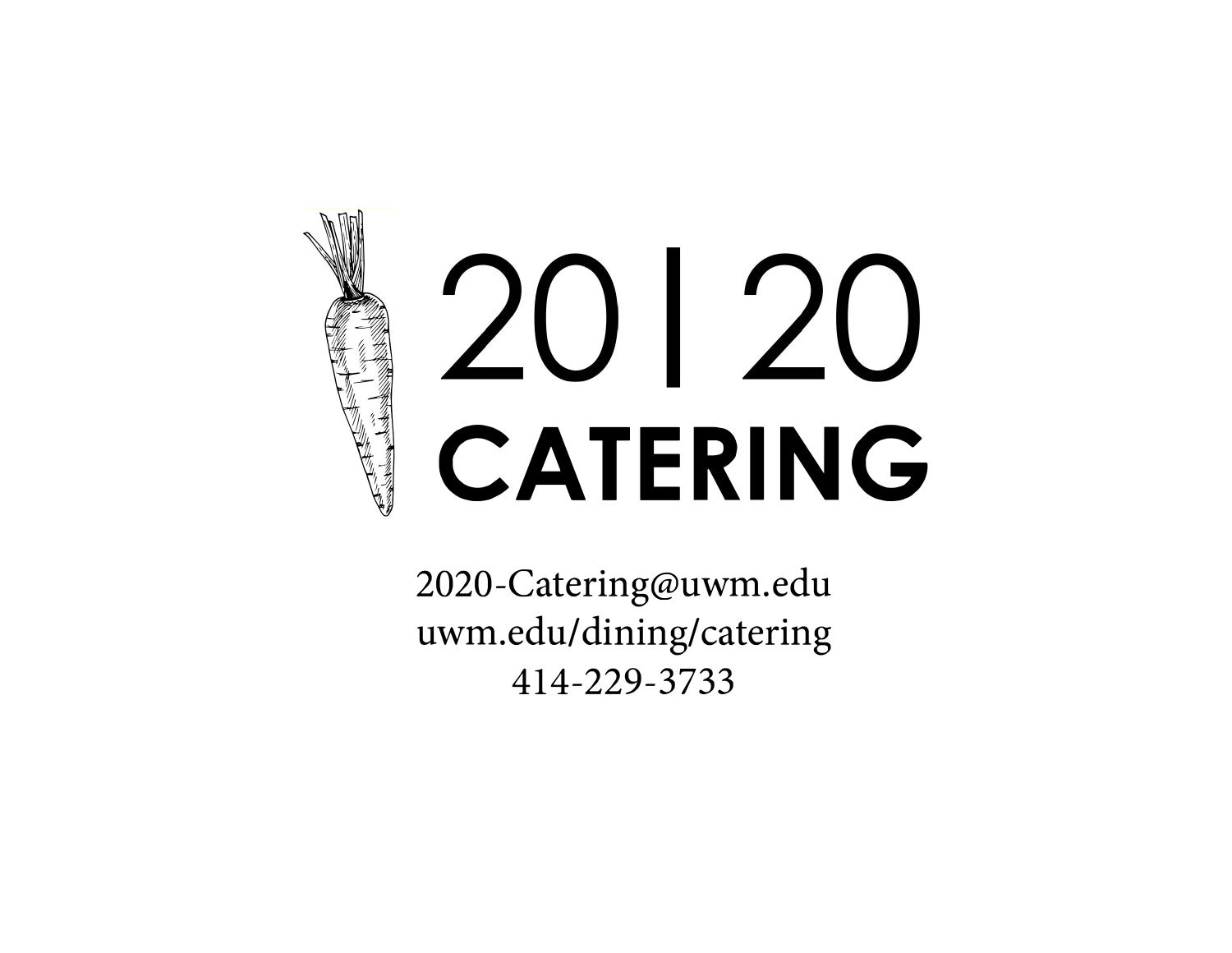# 20|20 CATERING

2020-Catering@uwm.edu
uwm.edu/dining/catering
414-229-3733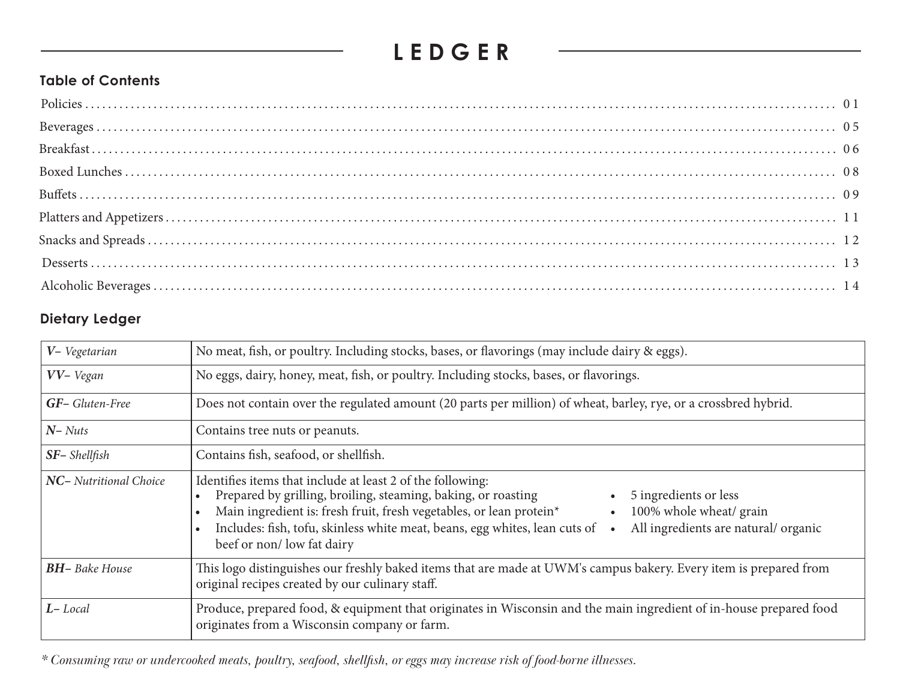# LEDGER

## Table of Contents

| Section | Page |
|---|---|
| Policies | 01 |
| Beverages | 05 |
| Breakfast | 06 |
| Boxed Lunches | 08 |
| Buffets | 09 |
| Platters and Appetizers | 11 |
| Snacks and Spreads | 12 |
| Desserts | 13 |
| Alcoholic Beverages | 14 |

## Dietary Ledger

| Code | Description |
|---|---|
| ***V**– Vegetarian* | No meat, fish, or poultry. Including stocks, bases, or flavorings (may include dairy & eggs). |
| ***VV**– Vegan* | No eggs, dairy, honey, meat, fish, or poultry. Including stocks, bases, or flavorings. |
| ***GF**– Gluten-Free* | Does not contain over the regulated amount (20 parts per million) of wheat, barley, rye, or a crossbred hybrid. |
| ***N**– Nuts* | Contains tree nuts or peanuts. |
| ***SF**– Shellfish* | Contains fish, seafood, or shellfish. |
| ***NC**– Nutritional Choice* | Identifies items that include at least 2 of the following: • Prepared by grilling, broiling, steaming, baking, or roasting • Main ingredient is: fresh fruit, fresh vegetables, or lean protein* • Includes: fish, tofu, skinless white meat, beans, egg whites, lean cuts of beef or non/ low fat dairy • 5 ingredients or less • 100% whole wheat/ grain • All ingredients are natural/ organic |
| ***BH**– Bake House* | This logo distinguishes our freshly baked items that are made at UWM's campus bakery. Every item is prepared from original recipes created by our culinary staff. |
| ***L**– Local* | Produce, prepared food, & equipment that originates in Wisconsin and the main ingredient of in-house prepared food originates from a Wisconsin company or farm. |

*\* Consuming raw or undercooked meats, poultry, seafood, shellfish, or eggs may increase risk of food-borne illnesses.*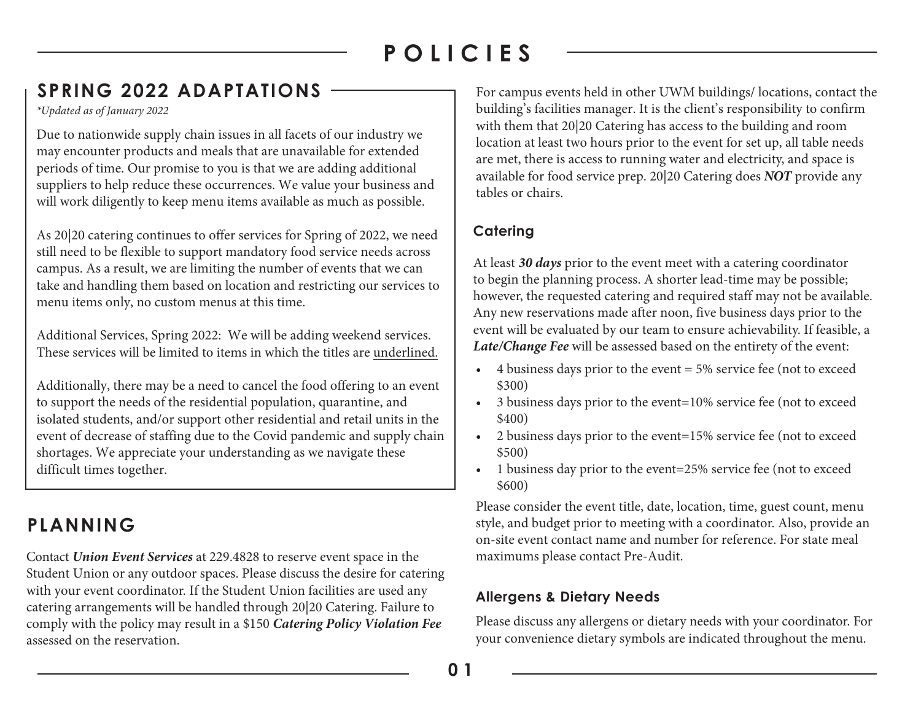# POLICIES

## SPRING 2022 ADAPTATIONS

*\*Updated as of January 2022*

Due to nationwide supply chain issues in all facets of our industry we may encounter products and meals that are unavailable for extended periods of time. Our promise to you is that we are adding additional suppliers to help reduce these occurrences. We value your business and will work diligently to keep menu items available as much as possible.

As 20|20 catering continues to offer services for Spring of 2022, we need still need to be flexible to support mandatory food service needs across campus. As a result, we are limiting the number of events that we can take and handling them based on location and restricting our services to menu items only, no custom menus at this time.

Additional Services, Spring 2022: We will be adding weekend services. These services will be limited to items in which the titles are <u>underlined.</u>

Additionally, there may be a need to cancel the food offering to an event to support the needs of the residential population, quarantine, and isolated students, and/or support other residential and retail units in the event of decrease of staffing due to the Covid pandemic and supply chain shortages. We appreciate your understanding as we navigate these difficult times together.

## PLANNING

Contact ***Union Event Services*** at 229.4828 to reserve event space in the Student Union or any outdoor spaces. Please discuss the desire for catering with your event coordinator. If the Student Union facilities are used any catering arrangements will be handled through 20|20 Catering. Failure to comply with the policy may result in a $150 ***Catering Policy Violation Fee*** assessed on the reservation.

For campus events held in other UWM buildings/ locations, contact the building's facilities manager. It is the client's responsibility to confirm with them that 20|20 Catering has access to the building and room location at least two hours prior to the event for set up, all table needs are met, there is access to running water and electricity, and space is available for food service prep. 20|20 Catering does ***NOT*** provide any tables or chairs.

### Catering

At least ***30 days*** prior to the event meet with a catering coordinator to begin the planning process. A shorter lead-time may be possible; however, the requested catering and required staff may not be available. Any new reservations made after noon, five business days prior to the event will be evaluated by our team to ensure achievability. If feasible, a ***Late/Change Fee*** will be assessed based on the entirety of the event:

- 4 business days prior to the event = 5% service fee (not to exceed $300)
- 3 business days prior to the event=10% service fee (not to exceed $400)
- 2 business days prior to the event=15% service fee (not to exceed $500)
- 1 business day prior to the event=25% service fee (not to exceed $600)

Please consider the event title, date, location, time, guest count, menu style, and budget prior to meeting with a coordinator. Also, provide an on-site event contact name and number for reference. For state meal maximums please contact Pre-Audit.

### Allergens & Dietary Needs

Please discuss any allergens or dietary needs with your coordinator. For your convenience dietary symbols are indicated throughout the menu.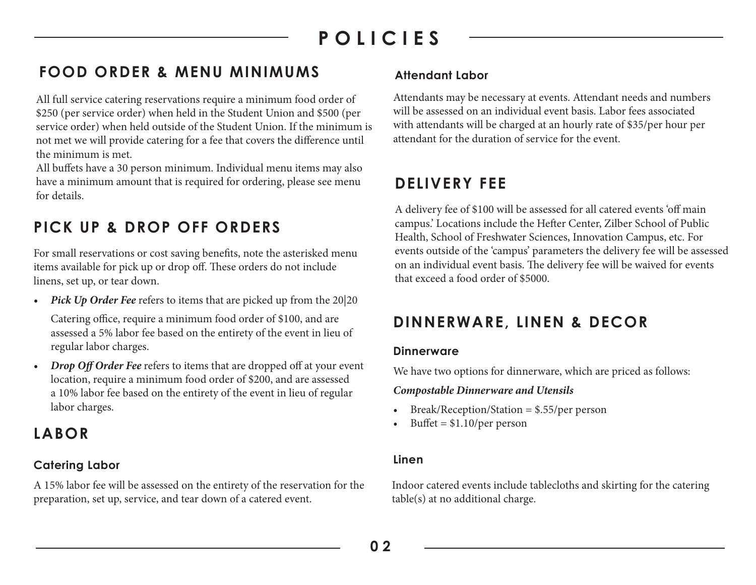# POLICIES

## FOOD ORDER & MENU MINIMUMS

All full service catering reservations require a minimum food order of $250 (per service order) when held in the Student Union and $500 (per service order) when held outside of the Student Union. If the minimum is not met we will provide catering for a fee that covers the difference until the minimum is met.
All buffets have a 30 person minimum. Individual menu items may also have a minimum amount that is required for ordering, please see menu for details.

## PICK UP & DROP OFF ORDERS

For small reservations or cost saving benefits, note the asterisked menu items available for pick up or drop off. These orders do not include linens, set up, or tear down.

- ***Pick Up Order Fee*** refers to items that are picked up from the 20|20 Catering office, require a minimum food order of $100, and are assessed a 5% labor fee based on the entirety of the event in lieu of regular labor charges.
- ***Drop Off Order Fee*** refers to items that are dropped off at your event location, require a minimum food order of $200, and are assessed a 10% labor fee based on the entirety of the event in lieu of regular labor charges.

## LABOR

### Catering Labor

A 15% labor fee will be assessed on the entirety of the reservation for the preparation, set up, service, and tear down of a catered event.

### Attendant Labor

Attendants may be necessary at events. Attendant needs and numbers will be assessed on an individual event basis. Labor fees associated with attendants will be charged at an hourly rate of $35/per hour per attendant for the duration of service for the event.

## DELIVERY FEE

A delivery fee of $100 will be assessed for all catered events 'off main campus.' Locations include the Hefter Center, Zilber School of Public Health, School of Freshwater Sciences, Innovation Campus, etc. For events outside of the 'campus' parameters the delivery fee will be assessed on an individual event basis. The delivery fee will be waived for events that exceed a food order of $5000.

## DINNERWARE, LINEN & DECOR

### Dinnerware

We have two options for dinnerware, which are priced as follows:

***Compostable Dinnerware and Utensils***

- Break/Reception/Station = $.55/per person
- Buffet = $1.10/per person

### Linen

Indoor catered events include tablecloths and skirting for the catering table(s) at no additional charge.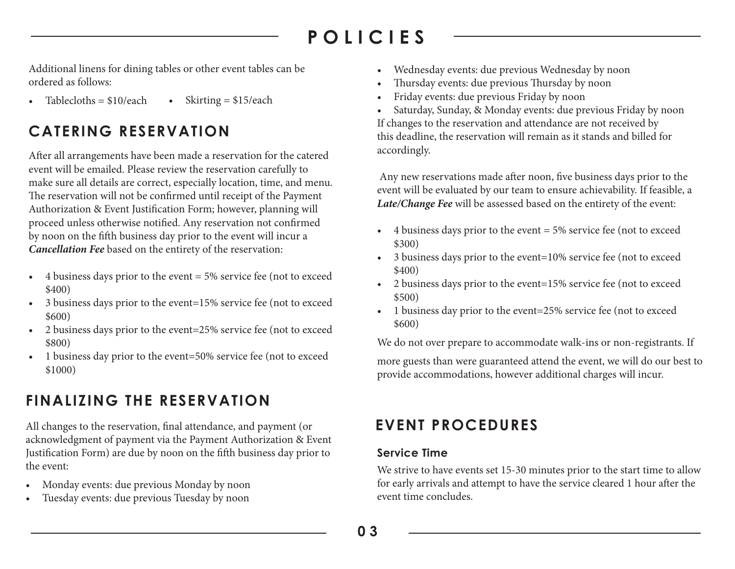# POLICIES

Additional linens for dining tables or other event tables can be ordered as follows:

- Tablecloths = $10/each
- Skirting = $15/each

## CATERING RESERVATION

After all arrangements have been made a reservation for the catered event will be emailed. Please review the reservation carefully to make sure all details are correct, especially location, time, and menu. The reservation will not be confirmed until receipt of the Payment Authorization & Event Justification Form; however, planning will proceed unless otherwise notified. Any reservation not confirmed by noon on the fifth business day prior to the event will incur a ***Cancellation Fee*** based on the entirety of the reservation:

- 4 business days prior to the event = 5% service fee (not to exceed $400)
- 3 business days prior to the event=15% service fee (not to exceed $600)
- 2 business days prior to the event=25% service fee (not to exceed $800)
- 1 business day prior to the event=50% service fee (not to exceed $1000)

## FINALIZING THE RESERVATION

All changes to the reservation, final attendance, and payment (or acknowledgment of payment via the Payment Authorization & Event Justification Form) are due by noon on the fifth business day prior to the event:

- Monday events: due previous Monday by noon
- Tuesday events: due previous Tuesday by noon
- Wednesday events: due previous Wednesday by noon
- Thursday events: due previous Thursday by noon
- Friday events: due previous Friday by noon
- Saturday, Sunday, & Monday events: due previous Friday by noon

If changes to the reservation and attendance are not received by this deadline, the reservation will remain as it stands and billed for accordingly.

Any new reservations made after noon, five business days prior to the event will be evaluated by our team to ensure achievability. If feasible, a ***Late/Change Fee*** will be assessed based on the entirety of the event:

- 4 business days prior to the event = 5% service fee (not to exceed $300)
- 3 business days prior to the event=10% service fee (not to exceed $400)
- 2 business days prior to the event=15% service fee (not to exceed $500)
- 1 business day prior to the event=25% service fee (not to exceed $600)

We do not over prepare to accommodate walk-ins or non-registrants. If more guests than were guaranteed attend the event, we will do our best to provide accommodations, however additional charges will incur.

## EVENT PROCEDURES

### Service Time

We strive to have events set 15-30 minutes prior to the start time to allow for early arrivals and attempt to have the service cleared 1 hour after the event time concludes.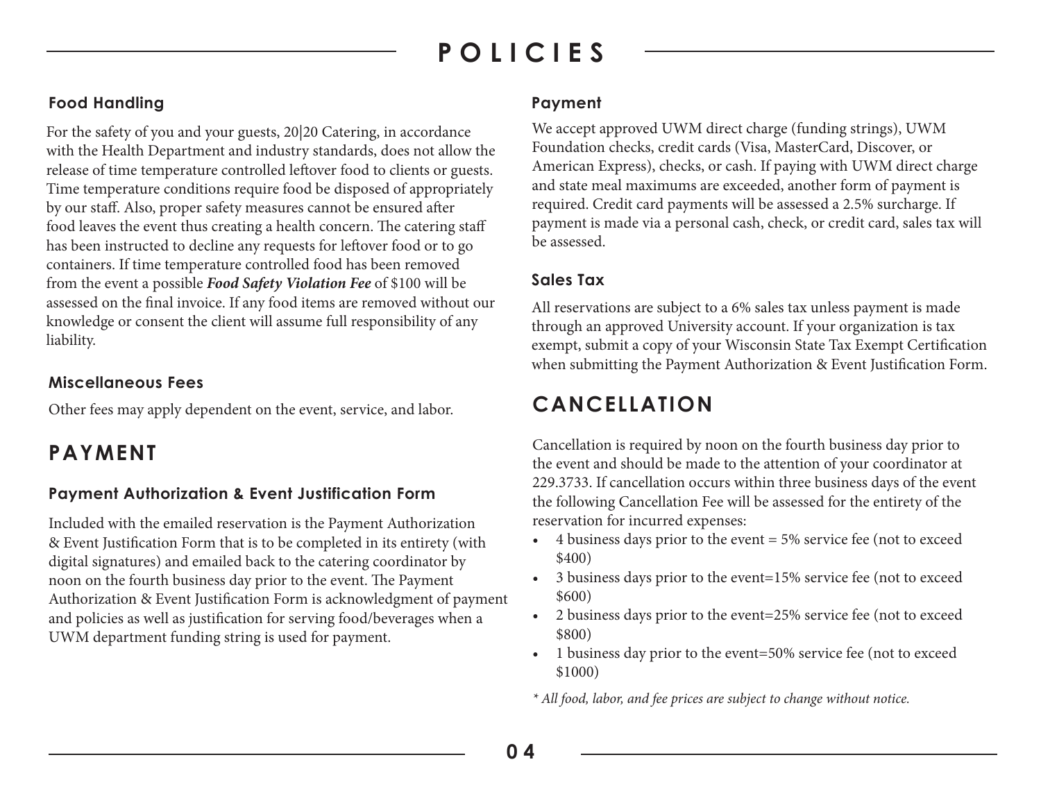# POLICIES

### Food Handling

For the safety of you and your guests, 20|20 Catering, in accordance with the Health Department and industry standards, does not allow the release of time temperature controlled leftover food to clients or guests. Time temperature conditions require food be disposed of appropriately by our staff. Also, proper safety measures cannot be ensured after food leaves the event thus creating a health concern. The catering staff has been instructed to decline any requests for leftover food or to go containers. If time temperature controlled food has been removed from the event a possible ***Food Safety Violation Fee*** of $100 will be assessed on the final invoice. If any food items are removed without our knowledge or consent the client will assume full responsibility of any liability.

### Miscellaneous Fees

Other fees may apply dependent on the event, service, and labor.

## PAYMENT

### Payment Authorization & Event Justification Form

Included with the emailed reservation is the Payment Authorization & Event Justification Form that is to be completed in its entirety (with digital signatures) and emailed back to the catering coordinator by noon on the fourth business day prior to the event. The Payment Authorization & Event Justification Form is acknowledgment of payment and policies as well as justification for serving food/beverages when a UWM department funding string is used for payment.

### Payment

We accept approved UWM direct charge (funding strings), UWM Foundation checks, credit cards (Visa, MasterCard, Discover, or American Express), checks, or cash. If paying with UWM direct charge and state meal maximums are exceeded, another form of payment is required. Credit card payments will be assessed a 2.5% surcharge. If payment is made via a personal cash, check, or credit card, sales tax will be assessed.

### Sales Tax

All reservations are subject to a 6% sales tax unless payment is made through an approved University account. If your organization is tax exempt, submit a copy of your Wisconsin State Tax Exempt Certification when submitting the Payment Authorization & Event Justification Form.

## CANCELLATION

Cancellation is required by noon on the fourth business day prior to the event and should be made to the attention of your coordinator at 229.3733. If cancellation occurs within three business days of the event the following Cancellation Fee will be assessed for the entirety of the reservation for incurred expenses:

- 4 business days prior to the event = 5% service fee (not to exceed $400)
- 3 business days prior to the event=15% service fee (not to exceed $600)
- 2 business days prior to the event=25% service fee (not to exceed $800)
- 1 business day prior to the event=50% service fee (not to exceed $1000)

*\* All food, labor, and fee prices are subject to change without notice.*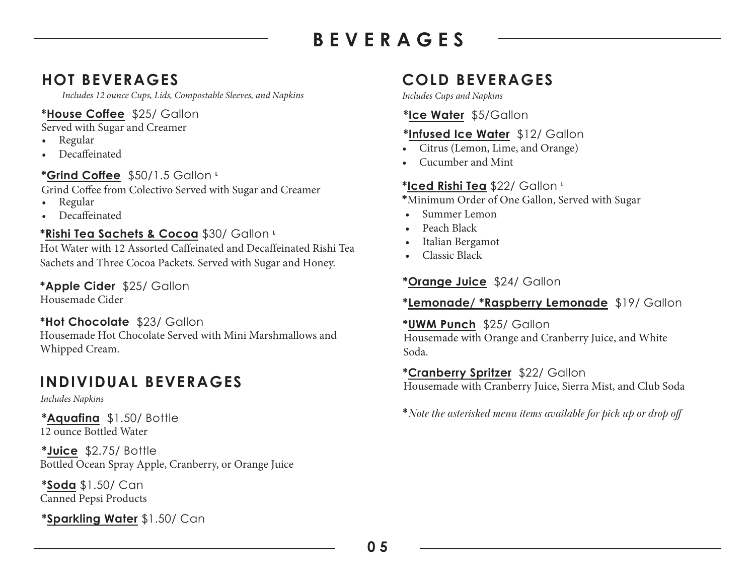# BEVERAGES

## HOT BEVERAGES

*Includes 12 ounce Cups, Lids, Compostable Sleeves, and Napkins*

***House Coffee** $25/ Gallon
Served with Sugar and Creamer

- Regular
- Decaffeinated

***Grind Coffee** $50/1.5 Gallon ᴸ
Grind Coffee from Colectivo Served with Sugar and Creamer

- Regular
- Decaffeinated

***Rishi Tea Sachets & Cocoa** $30/ Gallon ᴸ
Hot Water with 12 Assorted Caffeinated and Decaffeinated Rishi Tea Sachets and Three Cocoa Packets. Served with Sugar and Honey.

***Apple Cider** $25/ Gallon
Housemade Cider

***Hot Chocolate** $23/ Gallon
Housemade Hot Chocolate Served with Mini Marshmallows and Whipped Cream.

## INDIVIDUAL BEVERAGES

*Includes Napkins*

***Aquafina** $1.50/ Bottle
12 ounce Bottled Water

***Juice** $2.75/ Bottle
Bottled Ocean Spray Apple, Cranberry, or Orange Juice

***Soda** $1.50/ Can
Canned Pepsi Products

***Sparkling Water** $1.50/ Can

## COLD BEVERAGES

*Includes Cups and Napkins*

***Ice Water** $5/Gallon

***Infused Ice Water** $12/ Gallon

- Citrus (Lemon, Lime, and Orange)
- Cucumber and Mint

***Iced Rishi Tea** $22/ Gallon ᴸ
*Minimum Order of One Gallon, Served with Sugar

- Summer Lemon
- Peach Black
- Italian Bergamot
- Classic Black

***Orange Juice** $24/ Gallon

***Lemonade/ *Raspberry Lemonade** $19/ Gallon

***UWM Punch** $25/ Gallon
Housemade with Orange and Cranberry Juice, and White Soda.

***Cranberry Spritzer** $22/ Gallon
Housemade with Cranberry Juice, Sierra Mist, and Club Soda

**\***Note the asterisked menu items available for pick up or drop off*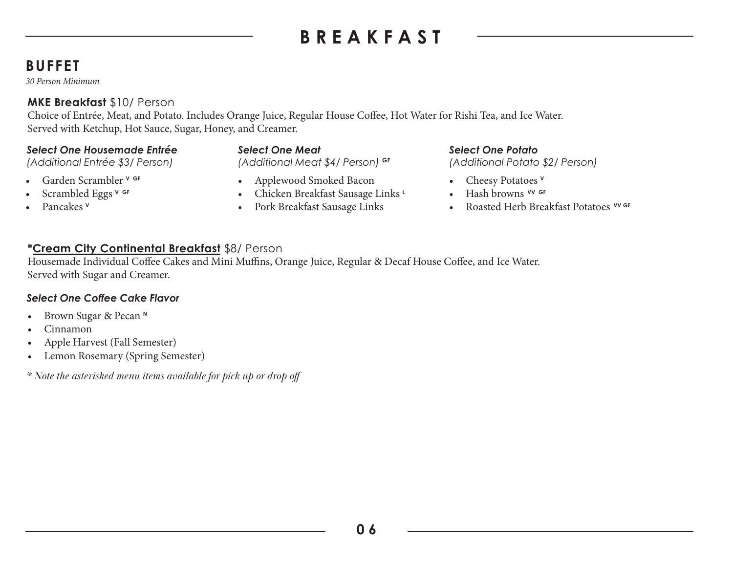# BREAKFAST

## BUFFET

*30 Person Minimum*

**MKE Breakfast** $10/ Person

Choice of Entrée, Meat, and Potato. Includes Orange Juice, Regular House Coffee, Hot Water for Rishi Tea, and Ice Water.
Served with Ketchup, Hot Sauce, Sugar, Honey, and Creamer.

***Select One Housemade Entrée***
*(Additional Entrée $3/ Person)*

- Garden Scrambler V GF
- Scrambled Eggs V GF
- Pancakes V

***Select One Meat***
*(Additional Meat $4/ Person)* GF

- Applewood Smoked Bacon
- Chicken Breakfast Sausage Links L
- Pork Breakfast Sausage Links

***Select One Potato***
*(Additional Potato $2/ Person)*

- Cheesy Potatoes V
- Hash browns VV GF
- Roasted Herb Breakfast Potatoes VV GF

**\*Cream City Continental Breakfast** $8/ Person

Housemade Individual Coffee Cakes and Mini Muffins, Orange Juice, Regular & Decaf House Coffee, and Ice Water.
Served with Sugar and Creamer.

***Select One Coffee Cake Flavor***

- Brown Sugar & Pecan N
- Cinnamon
- Apple Harvest (Fall Semester)
- Lemon Rosemary (Spring Semester)

*\* Note the asterisked menu items available for pick up or drop off*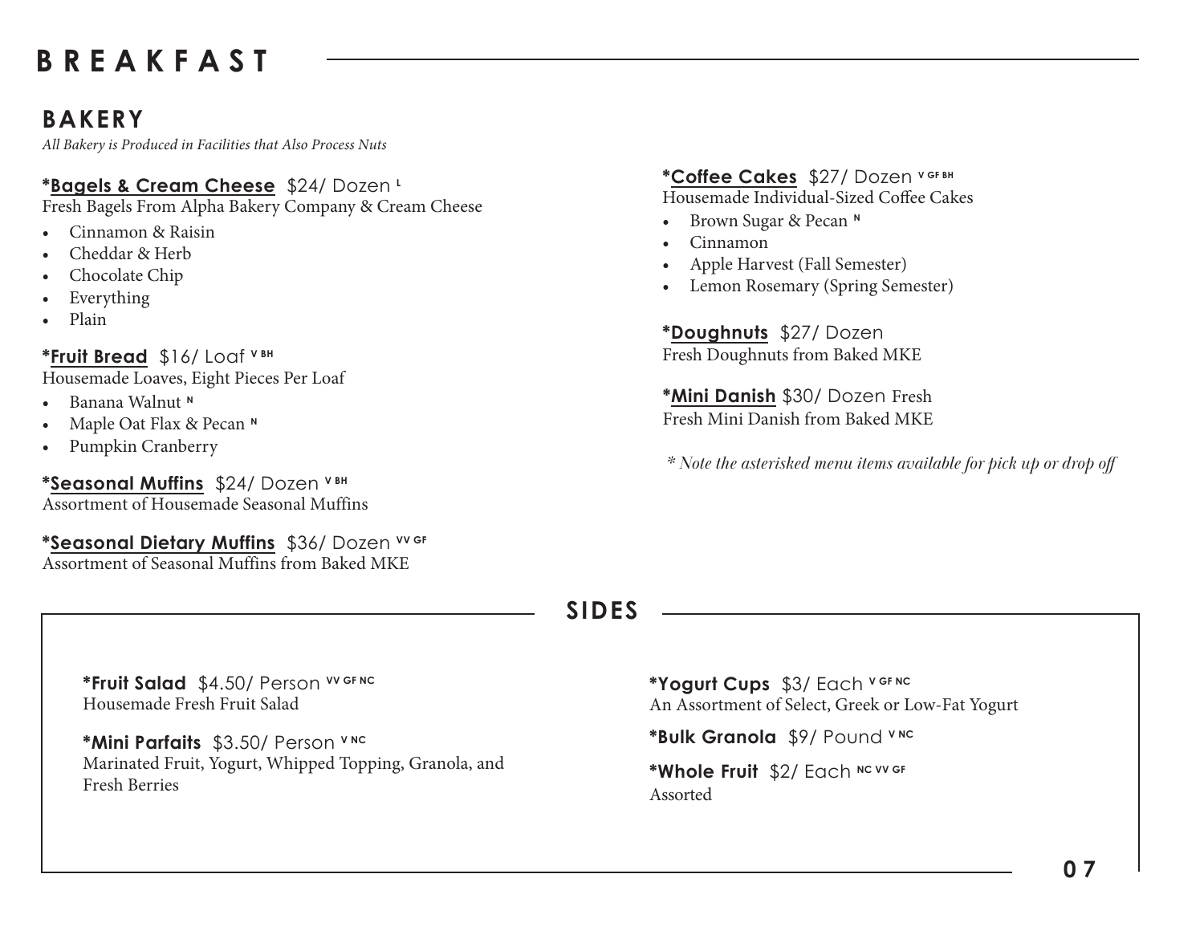# BREAKFAST

## BAKERY

*All Bakery is Produced in Facilities that Also Process Nuts*

**\*Bagels & Cream Cheese** $24/ Dozen L
Fresh Bagels From Alpha Bakery Company & Cream Cheese

- Cinnamon & Raisin
- Cheddar & Herb
- Chocolate Chip
- Everything
- Plain

**\*Fruit Bread** $16/ Loaf V BH
Housemade Loaves, Eight Pieces Per Loaf

- Banana Walnut N
- Maple Oat Flax & Pecan N
- Pumpkin Cranberry

**\*Seasonal Muffins** $24/ Dozen V BH
Assortment of Housemade Seasonal Muffins

**\*Seasonal Dietary Muffins** $36/ Dozen VV GF
Assortment of Seasonal Muffins from Baked MKE

**\*Coffee Cakes** $27/ Dozen V GF BH
Housemade Individual-Sized Coffee Cakes

- Brown Sugar & Pecan N
- Cinnamon
- Apple Harvest (Fall Semester)
- Lemon Rosemary (Spring Semester)

**\*Doughnuts** $27/ Dozen
Fresh Doughnuts from Baked MKE

**\*Mini Danish** $30/ Dozen Fresh
Fresh Mini Danish from Baked MKE

*\* Note the asterisked menu items available for pick up or drop off*

## SIDES

**\*Fruit Salad** $4.50/ Person VV GF NC
Housemade Fresh Fruit Salad

**\*Mini Parfaits** $3.50/ Person V NC
Marinated Fruit, Yogurt, Whipped Topping, Granola, and Fresh Berries

**\*Yogurt Cups** $3/ Each V GF NC
An Assortment of Select, Greek or Low-Fat Yogurt

**\*Bulk Granola** $9/ Pound V NC

**\*Whole Fruit** $2/ Each NC VV GF
Assorted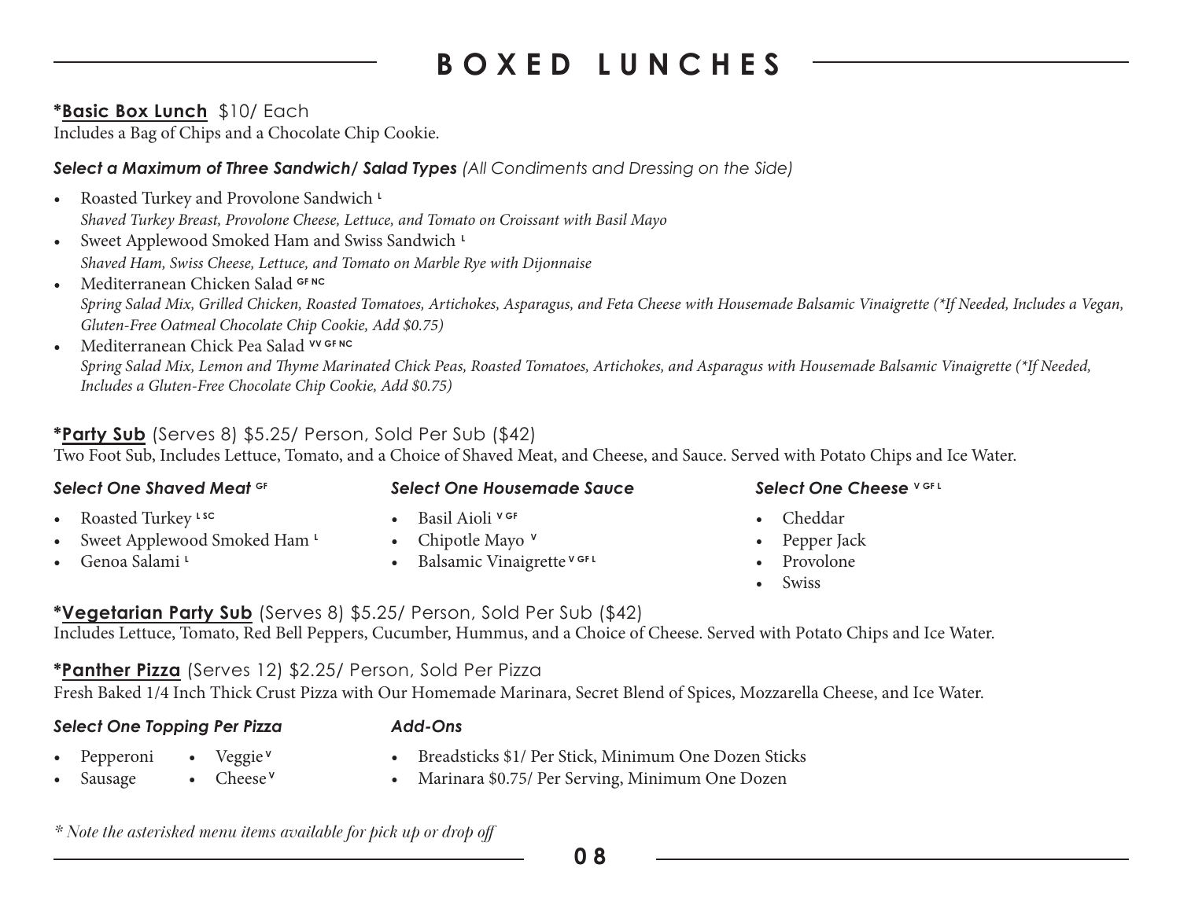# BOXED LUNCHES

**\*Basic Box Lunch** $10/ Each
Includes a Bag of Chips and a Chocolate Chip Cookie.

***Select a Maximum of Three Sandwich/ Salad Types*** *(All Condiments and Dressing on the Side)*

- Roasted Turkey and Provolone Sandwich [L]
  *Shaved Turkey Breast, Provolone Cheese, Lettuce, and Tomato on Croissant with Basil Mayo*
- Sweet Applewood Smoked Ham and Swiss Sandwich [L]
  *Shaved Ham, Swiss Cheese, Lettuce, and Tomato on Marble Rye with Dijonnaise*
- Mediterranean Chicken Salad [GF NC]
  *Spring Salad Mix, Grilled Chicken, Roasted Tomatoes, Artichokes, Asparagus, and Feta Cheese with Housemade Balsamic Vinaigrette (\*If Needed, Includes a Vegan, Gluten-Free Oatmeal Chocolate Chip Cookie, Add $0.75)*
- Mediterranean Chick Pea Salad [VV GF NC]
  *Spring Salad Mix, Lemon and Thyme Marinated Chick Peas, Roasted Tomatoes, Artichokes, and Asparagus with Housemade Balsamic Vinaigrette (\*If Needed, Includes a Gluten-Free Chocolate Chip Cookie, Add $0.75)*

**\*Party Sub** (Serves 8) $5.25/ Person, Sold Per Sub ($42)
Two Foot Sub, Includes Lettuce, Tomato, and a Choice of Shaved Meat, and Cheese, and Sauce. Served with Potato Chips and Ice Water.

***Select One Shaved Meat*** [GF]

- Roasted Turkey [L SC]
- Sweet Applewood Smoked Ham [L]
- Genoa Salami [L]

***Select One Housemade Sauce***

- Basil Aioli [V GF]
- Chipotle Mayo [V]
- Balsamic Vinaigrette [V GF L]

***Select One Cheese*** [V GF L]

- Cheddar
- Pepper Jack
- Provolone
- Swiss

**\*Vegetarian Party Sub** (Serves 8) $5.25/ Person, Sold Per Sub ($42)
Includes Lettuce, Tomato, Red Bell Peppers, Cucumber, Hummus, and a Choice of Cheese. Served with Potato Chips and Ice Water.

**\*Panther Pizza** (Serves 12) $2.25/ Person, Sold Per Pizza
Fresh Baked 1/4 Inch Thick Crust Pizza with Our Homemade Marinara, Secret Blend of Spices, Mozzarella Cheese, and Ice Water.

***Select One Topping Per Pizza***

- Pepperoni
- Sausage
- Veggie [V]
- Cheese [V]

***Add-Ons***

- Breadsticks $1/ Per Stick, Minimum One Dozen Sticks
- Marinara $0.75/ Per Serving, Minimum One Dozen

*\* Note the asterisked menu items available for pick up or drop off*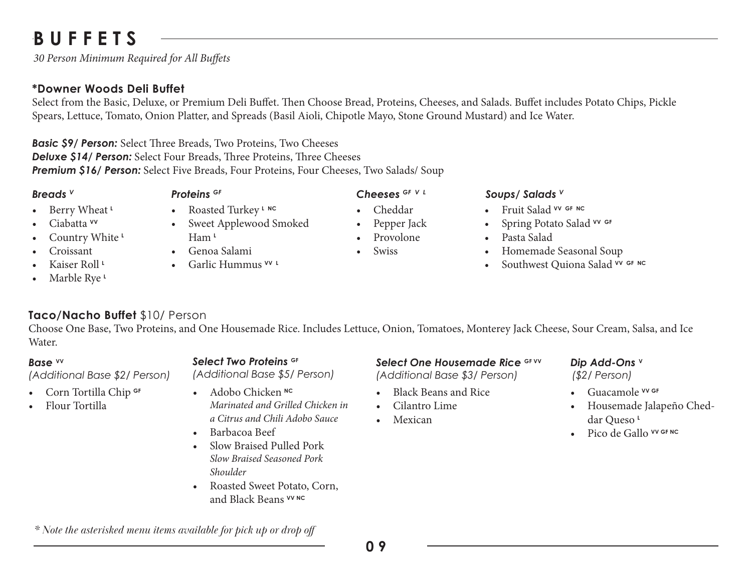# BUFFETS

*30 Person Minimum Required for All Buffets*

## *Downer Woods Deli Buffet

Select from the Basic, Deluxe, or Premium Deli Buffet. Then Choose Bread, Proteins, Cheeses, and Salads. Buffet includes Potato Chips, Pickle Spears, Lettuce, Tomato, Onion Platter, and Spreads (Basil Aioli, Chipotle Mayo, Stone Ground Mustard) and Ice Water.

***Basic $9/ Person:*** Select Three Breads, Two Proteins, Two Cheeses
***Deluxe $14/ Person:*** Select Four Breads, Three Proteins, Three Cheeses
***Premium $16/ Person:*** Select Five Breads, Four Proteins, Four Cheeses, Two Salads/ Soup

***Breads V***

- Berry Wheat L
- Ciabatta VV
- Country White L
- Croissant
- Kaiser Roll L
- Marble Rye L

***Proteins GF***

- Roasted Turkey L NC
- Sweet Applewood Smoked Ham L
- Genoa Salami
- Garlic Hummus VV L

***Cheeses GF V L***

- Cheddar
- Pepper Jack
- Provolone
- Swiss

***Soups/ Salads V***

- Fruit Salad VV GF NC
- Spring Potato Salad VV GF
- Pasta Salad
- Homemade Seasonal Soup
- Southwest Quiona Salad VV GF NC

## Taco/Nacho Buffet $10/ Person

Choose One Base, Two Proteins, and One Housemade Rice. Includes Lettuce, Onion, Tomatoes, Monterey Jack Cheese, Sour Cream, Salsa, and Ice Water.

***Base VV***
*(Additional Base $2/ Person)*

- Corn Tortilla Chip GF
- Flour Tortilla

***Select Two Proteins GF***
*(Additional Base $5/ Person)*

- Adobo Chicken NC
  *Marinated and Grilled Chicken in a Citrus and Chili Adobo Sauce*
- Barbacoa Beef
- Slow Braised Pulled Pork
  *Slow Braised Seasoned Pork Shoulder*
- Roasted Sweet Potato, Corn, and Black Beans VV NC

***Select One Housemade Rice GF VV***
*(Additional Base $3/ Person)*

- Black Beans and Rice
- Cilantro Lime
- Mexican

***Dip Add-Ons V***
*($2/ Person)*

- Guacamole VV GF
- Housemade Jalapeño Cheddar Queso L
- Pico de Gallo VV GF NC

*\* Note the asterisked menu items available for pick up or drop off*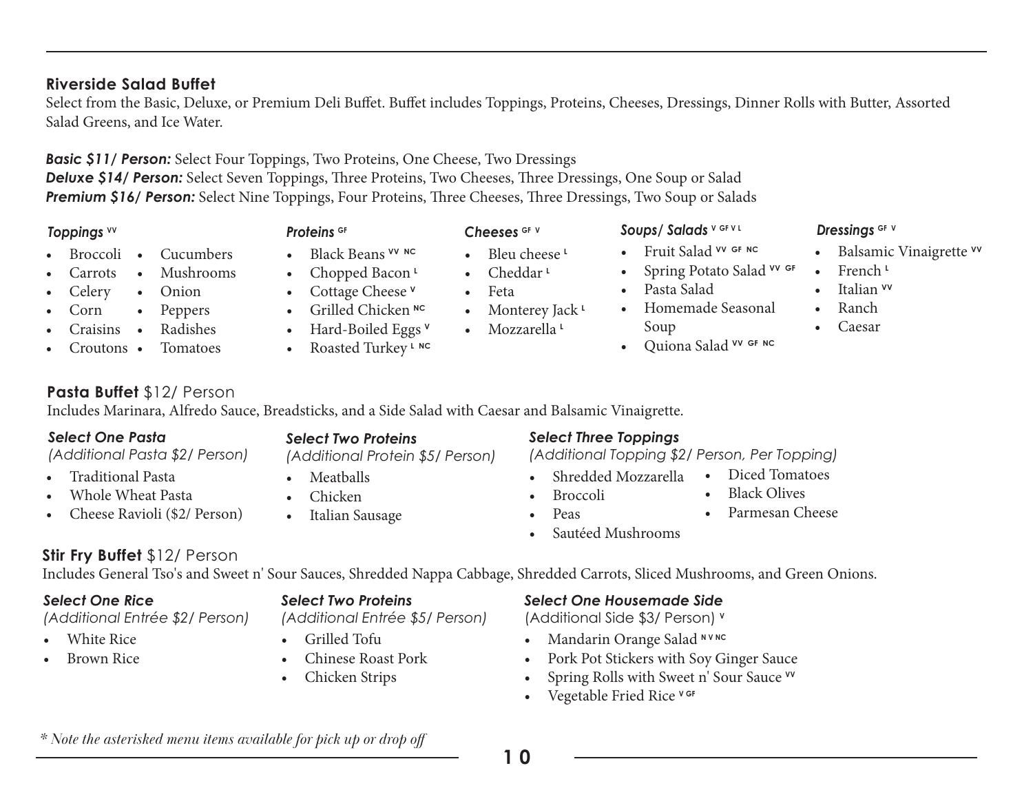## Riverside Salad Buffet

Select from the Basic, Deluxe, or Premium Deli Buffet. Buffet includes Toppings, Proteins, Cheeses, Dressings, Dinner Rolls with Butter, Assorted Salad Greens, and Ice Water.

***Basic $11/ Person:*** Select Four Toppings, Two Proteins, One Cheese, Two Dressings
***Deluxe $14/ Person:*** Select Seven Toppings, Three Proteins, Two Cheeses, Three Dressings, One Soup or Salad
***Premium $16/ Person:*** Select Nine Toppings, Four Proteins, Three Cheeses, Three Dressings, Two Soup or Salads

### *Toppings* VV

- Broccoli
- Carrots
- Celery
- Corn
- Craisins
- Croutons
- Cucumbers
- Mushrooms
- Onion
- Peppers
- Radishes
- Tomatoes

### *Proteins* GF

- Black Beans VV NC
- Chopped Bacon L
- Cottage Cheese V
- Grilled Chicken NC
- Hard-Boiled Eggs V
- Roasted Turkey L NC

### *Cheeses* GF V

- Bleu cheese L
- Cheddar L
- Feta
- Monterey Jack L
- Mozzarella L

### *Soups/ Salads* V GF V L

- Fruit Salad VV GF NC
- Spring Potato Salad VV GF
- Pasta Salad
- Homemade Seasonal Soup
- Quiona Salad VV GF NC

### *Dressings* GF V

- Balsamic Vinaigrette VV
- French L
- Italian VV
- Ranch
- Caesar

## Pasta Buffet $12/ Person

Includes Marinara, Alfredo Sauce, Breadsticks, and a Side Salad with Caesar and Balsamic Vinaigrette.

### *Select One Pasta*
*(Additional Pasta $2/ Person)*

- Traditional Pasta
- Whole Wheat Pasta
- Cheese Ravioli ($2/ Person)

### *Select Two Proteins*
*(Additional Protein $5/ Person)*

- Meatballs
- Chicken
- Italian Sausage

### *Select Three Toppings*
*(Additional Topping $2/ Person, Per Topping)*

- Shredded Mozzarella
- Broccoli
- Peas
- Sautéed Mushrooms
- Diced Tomatoes
- Black Olives
- Parmesan Cheese

## Stir Fry Buffet $12/ Person

Includes General Tso's and Sweet n' Sour Sauces, Shredded Nappa Cabbage, Shredded Carrots, Sliced Mushrooms, and Green Onions.

### *Select One Rice*
*(Additional Entrée $2/ Person)*

- White Rice
- Brown Rice

### *Select Two Proteins*
*(Additional Entrée $5/ Person)*

- Grilled Tofu
- Chinese Roast Pork
- Chicken Strips

### *Select One Housemade Side*
(Additional Side $3/ Person) V

- Mandarin Orange Salad N V NC
- Pork Pot Stickers with Soy Ginger Sauce
- Spring Rolls with Sweet n' Sour Sauce VV
- Vegetable Fried Rice V GF

*\* Note the asterisked menu items available for pick up or drop off*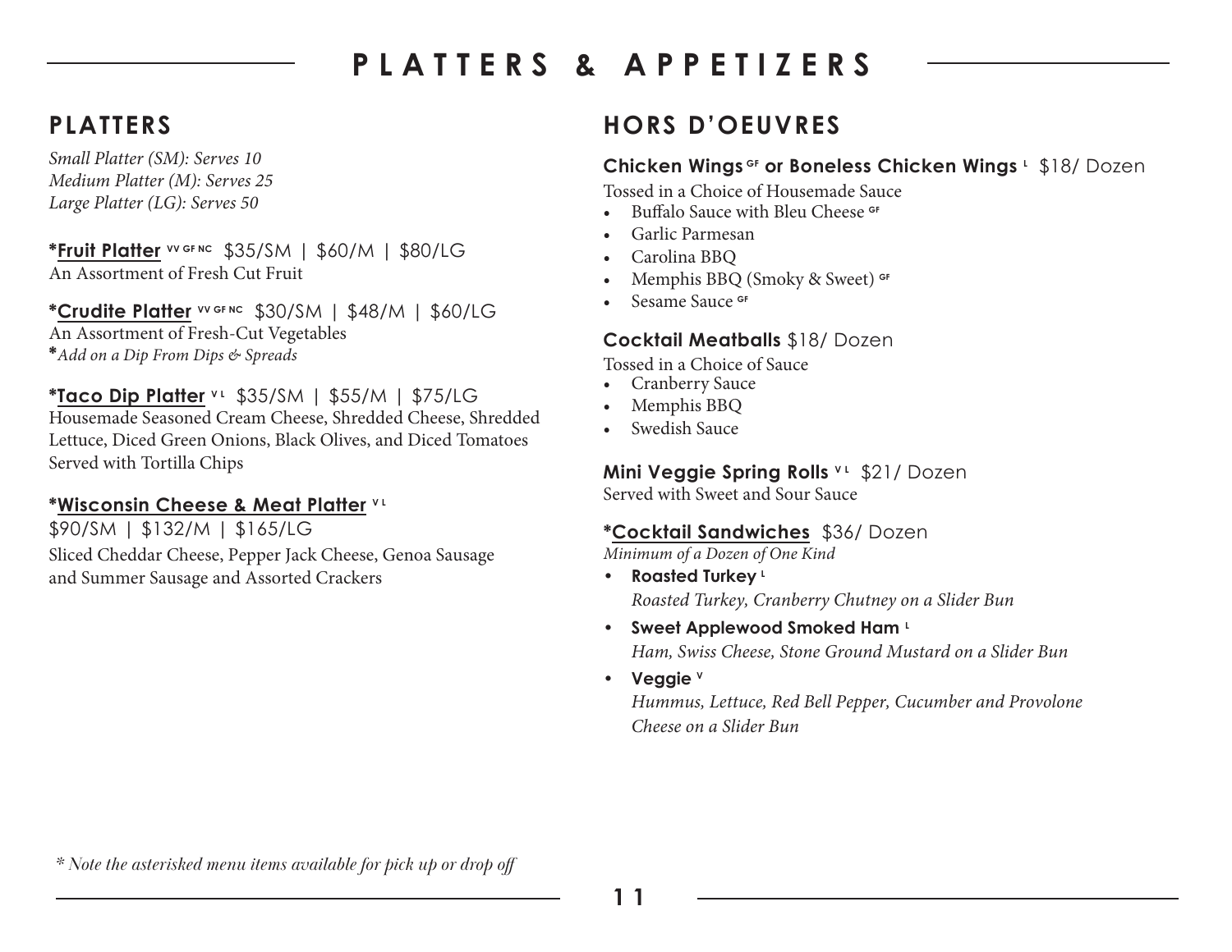# PLATTERS & APPETIZERS

## PLATTERS

*Small Platter (SM): Serves 10*
*Medium Platter (M): Serves 25*
*Large Platter (LG): Serves 50*

**\*Fruit Platter** VV GF NC $35/SM | $60/M | $80/LG
An Assortment of Fresh Cut Fruit

**\*Crudite Platter** VV GF NC $30/SM | $48/M | $60/LG
An Assortment of Fresh-Cut Vegetables
**\****Add on a Dip From Dips & Spreads*

**\*Taco Dip Platter** V L $35/SM | $55/M | $75/LG
Housemade Seasoned Cream Cheese, Shredded Cheese, Shredded Lettuce, Diced Green Onions, Black Olives, and Diced Tomatoes Served with Tortilla Chips

**\*Wisconsin Cheese & Meat Platter** V L
$90/SM | $132/M | $165/LG
Sliced Cheddar Cheese, Pepper Jack Cheese, Genoa Sausage and Summer Sausage and Assorted Crackers

## HORS D'OEUVRES

**Chicken Wings** GF **or Boneless Chicken Wings** L $18/ Dozen
Tossed in a Choice of Housemade Sauce
- Buffalo Sauce with Bleu Cheese GF
- Garlic Parmesan
- Carolina BBQ
- Memphis BBQ (Smoky & Sweet) GF
- Sesame Sauce GF

**Cocktail Meatballs** $18/ Dozen
Tossed in a Choice of Sauce
- Cranberry Sauce
- Memphis BBQ
- Swedish Sauce

**Mini Veggie Spring Rolls** V L $21/ Dozen
Served with Sweet and Sour Sauce

**\*Cocktail Sandwiches** $36/ Dozen
*Minimum of a Dozen of One Kind*
- **Roasted Turkey** L
  *Roasted Turkey, Cranberry Chutney on a Slider Bun*
- **Sweet Applewood Smoked Ham** L
  *Ham, Swiss Cheese, Stone Ground Mustard on a Slider Bun*
- **Veggie** V
  *Hummus, Lettuce, Red Bell Pepper, Cucumber and Provolone Cheese on a Slider Bun*

*\* Note the asterisked menu items available for pick up or drop off*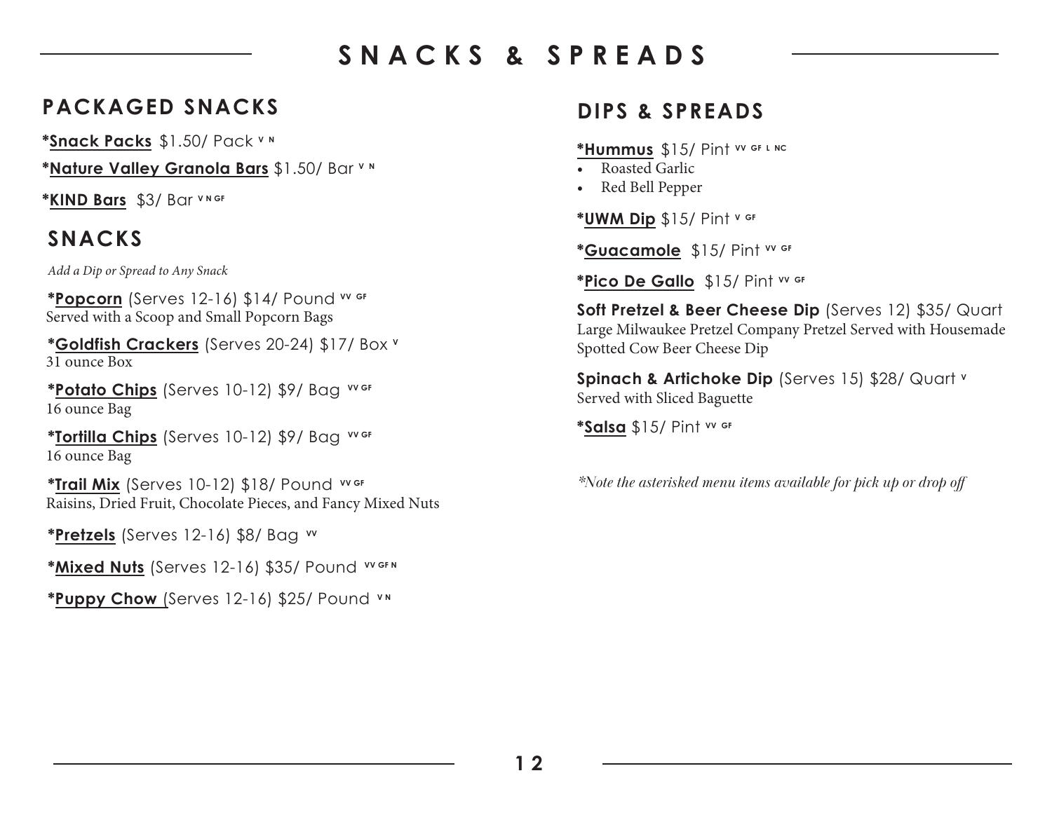# SNACKS & SPREADS

## PACKAGED SNACKS

***Snack Packs** $1.50/ Pack V N

***Nature Valley Granola Bars** $1.50/ Bar V N

***KIND Bars** $3/ Bar V N GF

## SNACKS

*Add a Dip or Spread to Any Snack*

***Popcorn** (Serves 12-16) $14/ Pound VV GF
Served with a Scoop and Small Popcorn Bags

***Goldfish Crackers** (Serves 20-24) $17/ Box V
31 ounce Box

***Potato Chips** (Serves 10-12) $9/ Bag VV GF
16 ounce Bag

***Tortilla Chips** (Serves 10-12) $9/ Bag VV GF
16 ounce Bag

***Trail Mix** (Serves 10-12) $18/ Pound VV GF
Raisins, Dried Fruit, Chocolate Pieces, and Fancy Mixed Nuts

***Pretzels** (Serves 12-16) $8/ Bag VV

***Mixed Nuts** (Serves 12-16) $35/ Pound VV GF N

***Puppy Chow** (Serves 12-16) $25/ Pound V N

## DIPS & SPREADS

***Hummus** $15/ Pint VV GF L NC

- Roasted Garlic
- Red Bell Pepper

***UWM Dip** $15/ Pint V GF

***Guacamole** $15/ Pint VV GF

***Pico De Gallo** $15/ Pint VV GF

**Soft Pretzel & Beer Cheese Dip** (Serves 12) $35/ Quart
Large Milwaukee Pretzel Company Pretzel Served with Housemade Spotted Cow Beer Cheese Dip

**Spinach & Artichoke Dip** (Serves 15) $28/ Quart V
Served with Sliced Baguette

***Salsa** $15/ Pint VV GF

*\*Note the asterisked menu items available for pick up or drop off*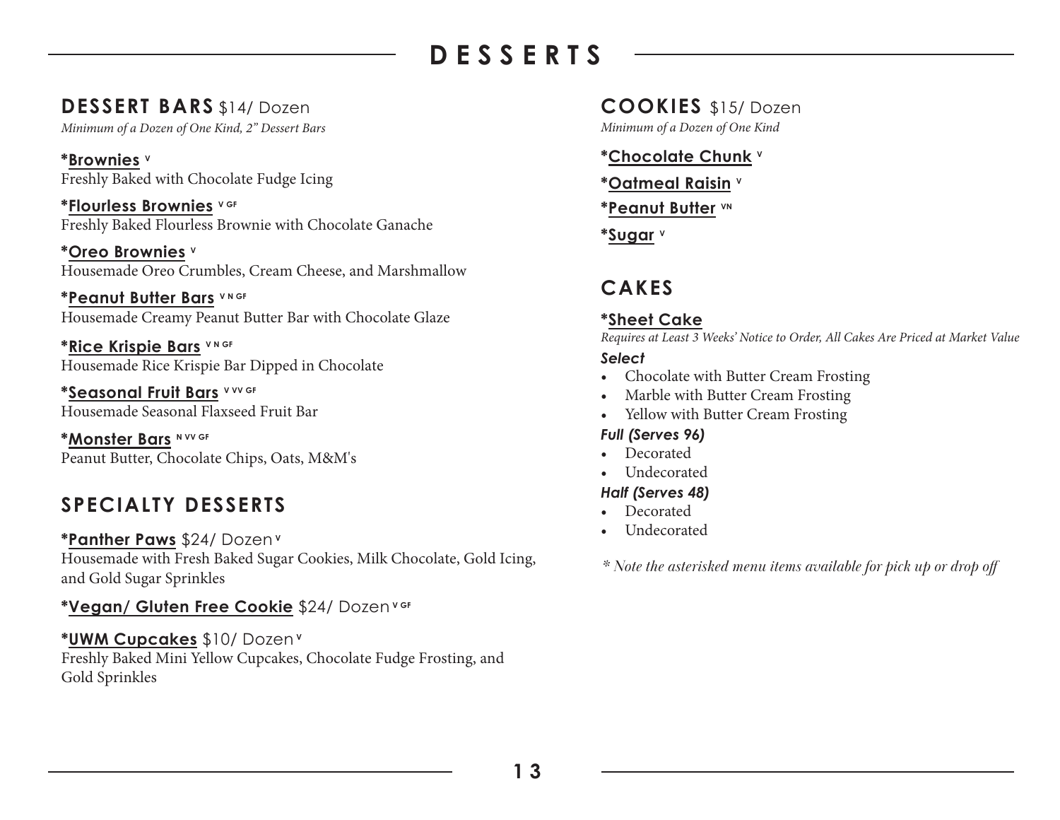# DESSERTS

## DESSERT BARS $14/ Dozen

*Minimum of a Dozen of One Kind, 2" Dessert Bars*

**\*Brownies** V
Freshly Baked with Chocolate Fudge Icing

**\*Flourless Brownies** V GF
Freshly Baked Flourless Brownie with Chocolate Ganache

**\*Oreo Brownies** V
Housemade Oreo Crumbles, Cream Cheese, and Marshmallow

**\*Peanut Butter Bars** V N GF
Housemade Creamy Peanut Butter Bar with Chocolate Glaze

**\*Rice Krispie Bars** V N GF
Housemade Rice Krispie Bar Dipped in Chocolate

**\*Seasonal Fruit Bars** V VV GF
Housemade Seasonal Flaxseed Fruit Bar

**\*Monster Bars** N VV GF
Peanut Butter, Chocolate Chips, Oats, M&M's

## SPECIALTY DESSERTS

**\*Panther Paws** $24/ Dozen V
Housemade with Fresh Baked Sugar Cookies, Milk Chocolate, Gold Icing, and Gold Sugar Sprinkles

**\*Vegan/ Gluten Free Cookie** $24/ Dozen V GF

**\*UWM Cupcakes** $10/ Dozen V
Freshly Baked Mini Yellow Cupcakes, Chocolate Fudge Frosting, and Gold Sprinkles

## COOKIES $15/ Dozen

*Minimum of a Dozen of One Kind*

**\*Chocolate Chunk** V

**\*Oatmeal Raisin** V

**\*Peanut Butter** VN

**\*Sugar** V

## CAKES

**\*Sheet Cake**

*Requires at Least 3 Weeks' Notice to Order, All Cakes Are Priced at Market Value*

***Select***

- Chocolate with Butter Cream Frosting
- Marble with Butter Cream Frosting
- Yellow with Butter Cream Frosting

***Full (Serves 96)***

- Decorated
- Undecorated

***Half (Serves 48)***

- Decorated
- Undecorated

*\* Note the asterisked menu items available for pick up or drop off*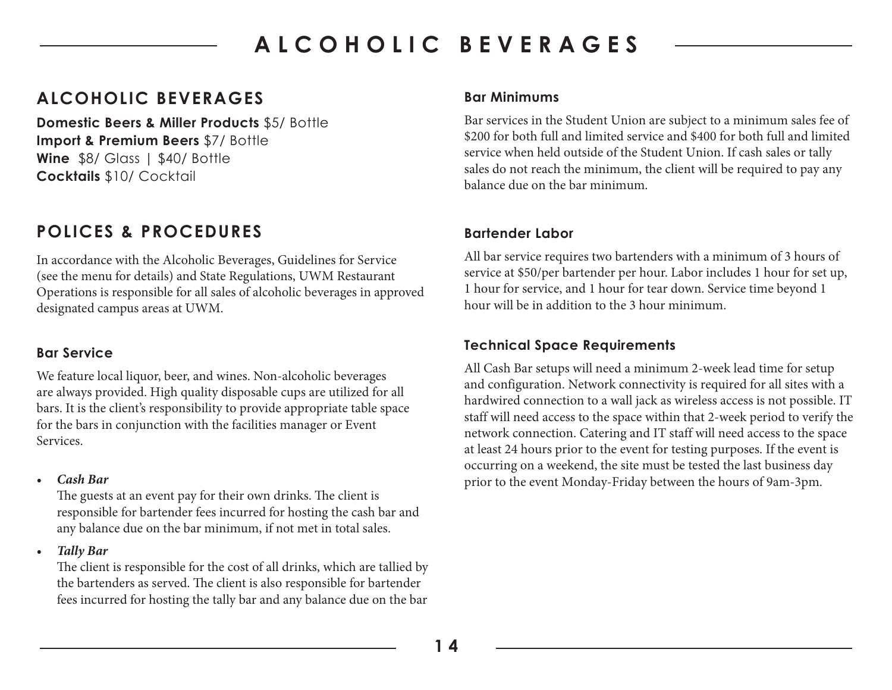# ALCOHOLIC BEVERAGES

## ALCOHOLIC BEVERAGES

**Domestic Beers & Miller Products** $5/ Bottle
**Import & Premium Beers** $7/ Bottle
**Wine** $8/ Glass | $40/ Bottle
**Cocktails** $10/ Cocktail

## POLICES & PROCEDURES

In accordance with the Alcoholic Beverages, Guidelines for Service (see the menu for details) and State Regulations, UWM Restaurant Operations is responsible for all sales of alcoholic beverages in approved designated campus areas at UWM.

### Bar Service

We feature local liquor, beer, and wines. Non-alcoholic beverages are always provided. High quality disposable cups are utilized for all bars. It is the client's responsibility to provide appropriate table space for the bars in conjunction with the facilities manager or Event Services.

- ***Cash Bar***
  The guests at an event pay for their own drinks. The client is responsible for bartender fees incurred for hosting the cash bar and any balance due on the bar minimum, if not met in total sales.
- ***Tally Bar***
  The client is responsible for the cost of all drinks, which are tallied by the bartenders as served. The client is also responsible for bartender fees incurred for hosting the tally bar and any balance due on the bar

### Bar Minimums

Bar services in the Student Union are subject to a minimum sales fee of $200 for both full and limited service and $400 for both full and limited service when held outside of the Student Union. If cash sales or tally sales do not reach the minimum, the client will be required to pay any balance due on the bar minimum.

### Bartender Labor

All bar service requires two bartenders with a minimum of 3 hours of service at $50/per bartender per hour. Labor includes 1 hour for set up, 1 hour for service, and 1 hour for tear down. Service time beyond 1 hour will be in addition to the 3 hour minimum.

### Technical Space Requirements

All Cash Bar setups will need a minimum 2-week lead time for setup and configuration. Network connectivity is required for all sites with a hardwired connection to a wall jack as wireless access is not possible. IT staff will need access to the space within that 2-week period to verify the network connection. Catering and IT staff will need access to the space at least 24 hours prior to the event for testing purposes. If the event is occurring on a weekend, the site must be tested the last business day prior to the event Monday-Friday between the hours of 9am-3pm.